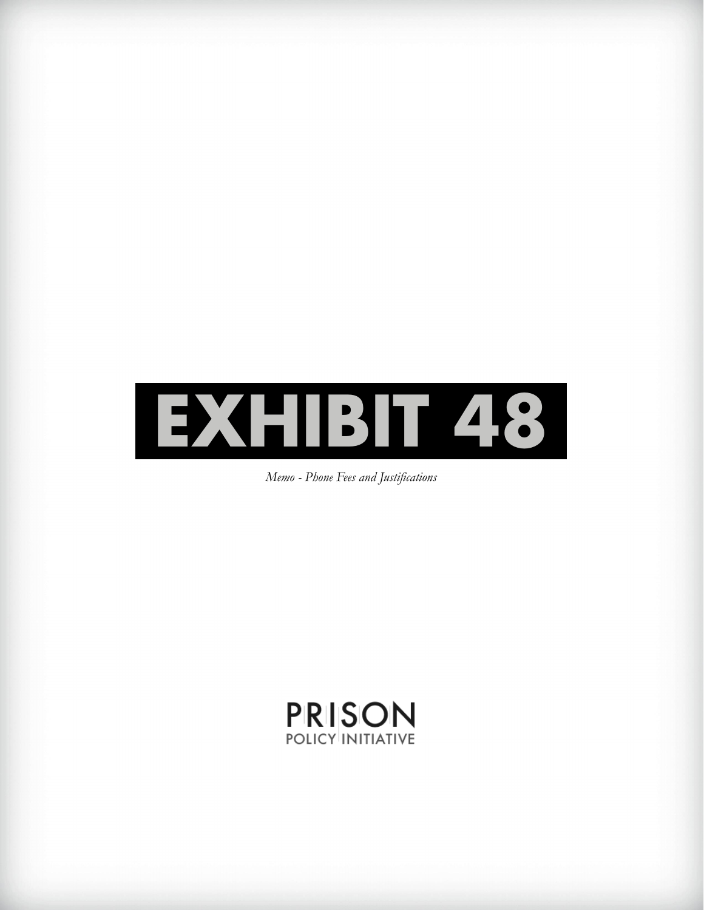# EXHIBIT 48

*Memo - Phone Fees and Justifications*

PRISON
POLICY INITIATIVE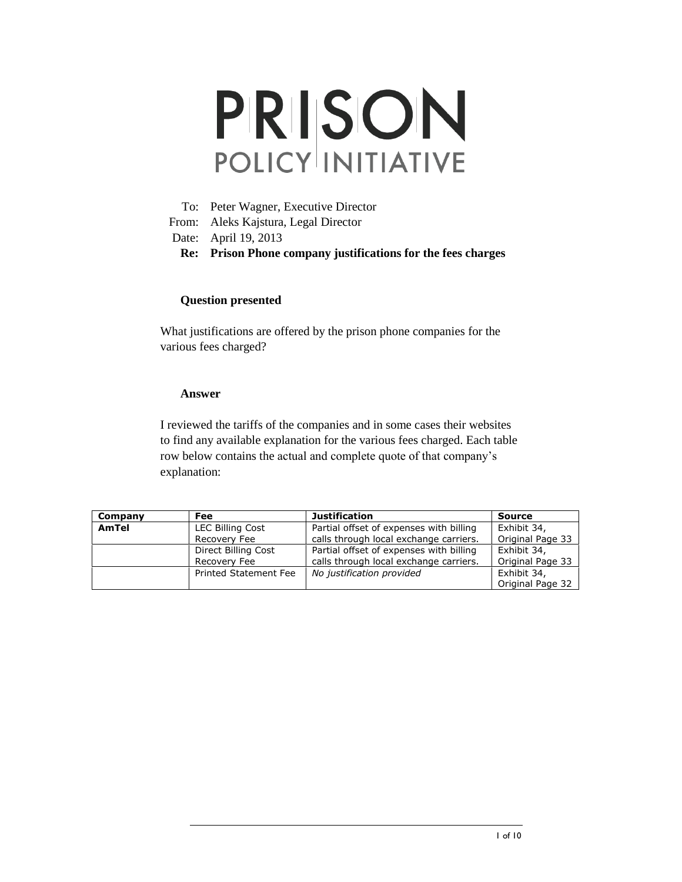# PRISON POLICY INITIATIVE

To: Peter Wagner, Executive Director
From: Aleks Kajstura, Legal Director
Date: April 19, 2013
**Re: Prison Phone company justifications for the fees charges**

**Question presented**

What justifications are offered by the prison phone companies for the various fees charged?

**Answer**

I reviewed the tariffs of the companies and in some cases their websites to find any available explanation for the various fees charged. Each table row below contains the actual and complete quote of that company's explanation:

| Company | Fee | Justification | Source |
|---|---|---|---|
| **AmTel** | LEC Billing Cost Recovery Fee | Partial offset of expenses with billing calls through local exchange carriers. | Exhibit 34, Original Page 33 |
| | Direct Billing Cost Recovery Fee | Partial offset of expenses with billing calls through local exchange carriers. | Exhibit 34, Original Page 33 |
| | Printed Statement Fee | *No justification provided* | Exhibit 34, Original Page 32 |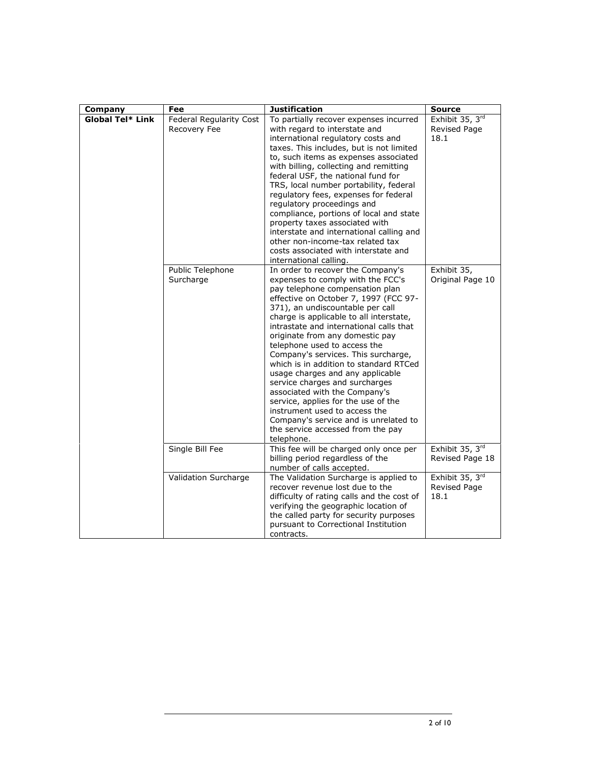| Company | Fee | Justification | Source |
| --- | --- | --- | --- |
| **Global Tel* Link** | Federal Regularity Cost Recovery Fee | To partially recover expenses incurred with regard to interstate and international regulatory costs and taxes. This includes, but is not limited to, such items as expenses associated with billing, collecting and remitting federal USF, the national fund for TRS, local number portability, federal regulatory fees, expenses for federal regulatory proceedings and compliance, portions of local and state property taxes associated with interstate and international calling and other non-income-tax related tax costs associated with interstate and international calling. | Exhibit 35, 3rd Revised Page 18.1 |
| | Public Telephone Surcharge | In order to recover the Company's expenses to comply with the FCC's pay telephone compensation plan effective on October 7, 1997 (FCC 97-371), an undiscountable per call charge is applicable to all interstate, intrastate and international calls that originate from any domestic pay telephone used to access the Company's services. This surcharge, which is in addition to standard RTCed usage charges and any applicable service charges and surcharges associated with the Company's service, applies for the use of the instrument used to access the Company's service and is unrelated to the service accessed from the pay telephone. | Exhibit 35, Original Page 10 |
| | Single Bill Fee | This fee will be charged only once per billing period regardless of the number of calls accepted. | Exhibit 35, 3rd Revised Page 18 |
| | Validation Surcharge | The Validation Surcharge is applied to recover revenue lost due to the difficulty of rating calls and the cost of verifying the geographic location of the called party for security purposes pursuant to Correctional Institution contracts. | Exhibit 35, 3rd Revised Page 18.1 |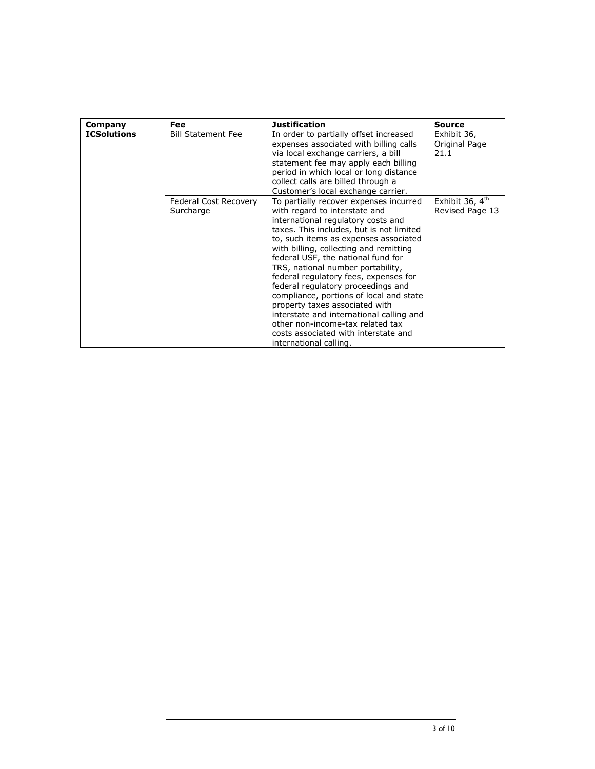| Company | Fee | Justification | Source |
| --- | --- | --- | --- |
| **ICSolutions** | Bill Statement Fee | In order to partially offset increased expenses associated with billing calls via local exchange carriers, a bill statement fee may apply each billing period in which local or long distance collect calls are billed through a Customer's local exchange carrier. | Exhibit 36, Original Page 21.1 |
| | Federal Cost Recovery Surcharge | To partially recover expenses incurred with regard to interstate and international regulatory costs and taxes. This includes, but is not limited to, such items as expenses associated with billing, collecting and remitting federal USF, the national fund for TRS, national number portability, federal regulatory fees, expenses for federal regulatory proceedings and compliance, portions of local and state property taxes associated with interstate and international calling and other non-income-tax related tax costs associated with interstate and international calling. | Exhibit 36, 4th Revised Page 13 |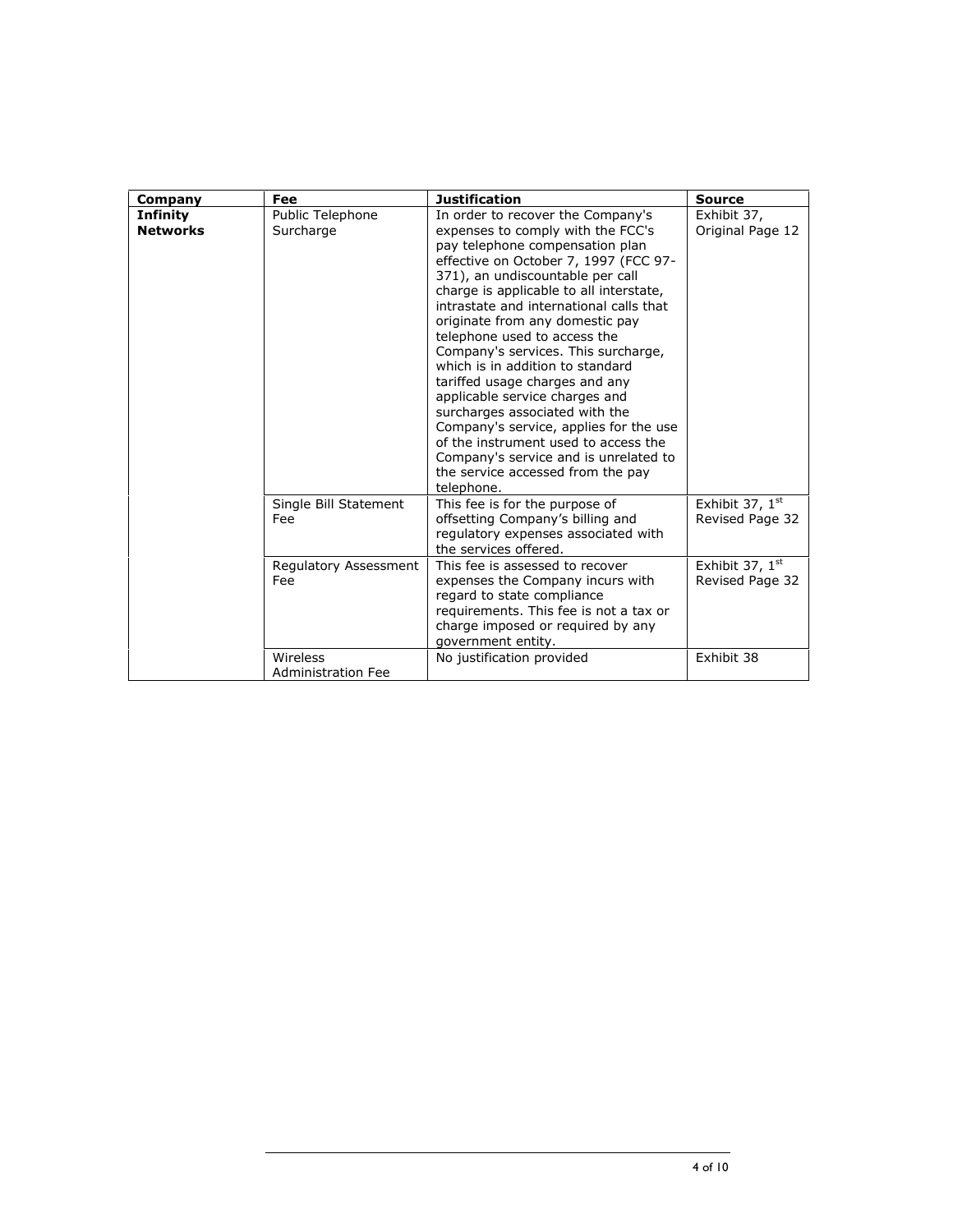| Company | Fee | Justification | Source |
|---|---|---|---|
| **Infinity Networks** | Public Telephone Surcharge | In order to recover the Company's expenses to comply with the FCC's pay telephone compensation plan effective on October 7, 1997 (FCC 97-371), an undiscountable per call charge is applicable to all interstate, intrastate and international calls that originate from any domestic pay telephone used to access the Company's services. This surcharge, which is in addition to standard tariffed usage charges and any applicable service charges and surcharges associated with the Company's service, applies for the use of the instrument used to access the Company's service and is unrelated to the service accessed from the pay telephone. | Exhibit 37, Original Page 12 |
| | Single Bill Statement Fee | This fee is for the purpose of offsetting Company's billing and regulatory expenses associated with the services offered. | Exhibit 37, 1st Revised Page 32 |
| | Regulatory Assessment Fee | This fee is assessed to recover expenses the Company incurs with regard to state compliance requirements. This fee is not a tax or charge imposed or required by any government entity. | Exhibit 37, 1st Revised Page 32 |
| | Wireless Administration Fee | No justification provided | Exhibit 38 |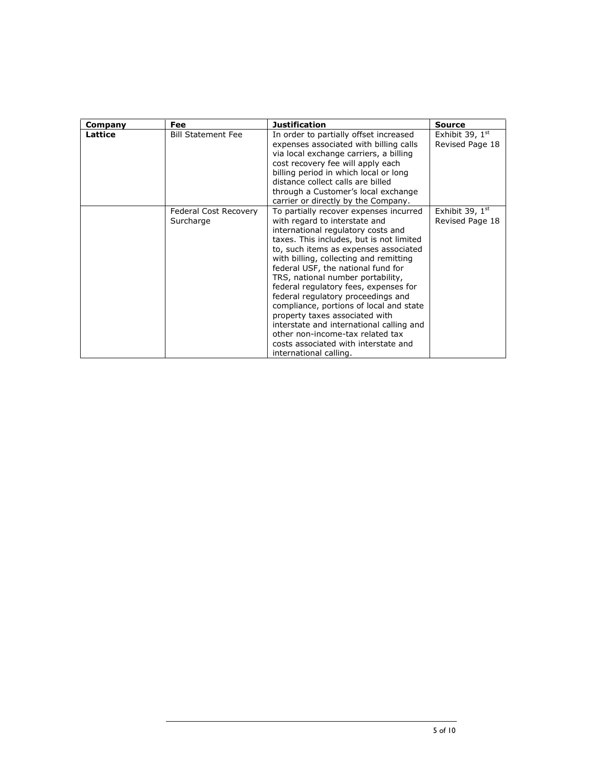| Company | Fee | Justification | Source |
|---|---|---|---|
| **Lattice** | Bill Statement Fee | In order to partially offset increased expenses associated with billing calls via local exchange carriers, a billing cost recovery fee will apply each billing period in which local or long distance collect calls are billed through a Customer's local exchange carrier or directly by the Company. | Exhibit 39, 1st Revised Page 18 |
| | Federal Cost Recovery Surcharge | To partially recover expenses incurred with regard to interstate and international regulatory costs and taxes. This includes, but is not limited to, such items as expenses associated with billing, collecting and remitting federal USF, the national fund for TRS, national number portability, federal regulatory fees, expenses for federal regulatory proceedings and compliance, portions of local and state property taxes associated with interstate and international calling and other non-income-tax related tax costs associated with interstate and international calling. | Exhibit 39, 1st Revised Page 18 |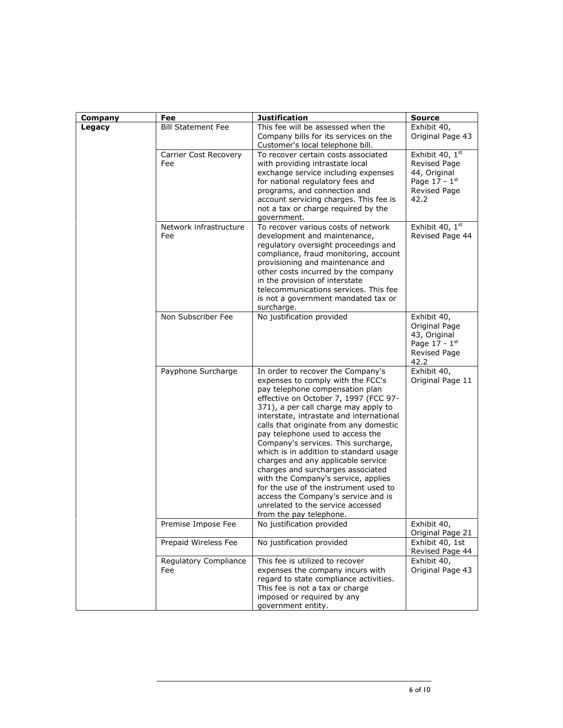| Company | Fee | Justification | Source |
|---|---|---|---|
| **Legacy** | Bill Statement Fee | This fee will be assessed when the Company bills for its services on the Customer's local telephone bill. | Exhibit 40, Original Page 43 |
| | Carrier Cost Recovery Fee | To recover certain costs associated with providing intrastate local exchange service including expenses for national regulatory fees and programs, and connection and account servicing charges. This fee is not a tax or charge required by the government. | Exhibit 40, 1st Revised Page 44, Original Page 17 - 1st Revised Page 42.2 |
| | Network infrastructure Fee | To recover various costs of network development and maintenance, regulatory oversight proceedings and compliance, fraud monitoring, account provisioning and maintenance and other costs incurred by the company in the provision of interstate telecommunications services. This fee is not a government mandated tax or surcharge. | Exhibit 40, 1st Revised Page 44 |
| | Non Subscriber Fee | No justification provided | Exhibit 40, Original Page 43, Original Page 17 - 1st Revised Page 42.2 |
| | Payphone Surcharge | In order to recover the Company's expenses to comply with the FCC's pay telephone compensation plan effective on October 7, 1997 (FCC 97-371), a per call charge may apply to interstate, intrastate and international calls that originate from any domestic pay telephone used to access the Company's services. This surcharge, which is in addition to standard usage charges and any applicable service charges and surcharges associated with the Company's service, applies for the use of the instrument used to access the Company's service and is unrelated to the service accessed from the pay telephone. | Exhibit 40, Original Page 11 |
| | Premise Impose Fee | No justification provided | Exhibit 40, Original Page 21 |
| | Prepaid Wireless Fee | No justification provided | Exhibit 40, 1st Revised Page 44 |
| | Regulatory Compliance Fee | This fee is utilized to recover expenses the company incurs with regard to state compliance activities. This fee is not a tax or charge imposed or required by any government entity. | Exhibit 40, Original Page 43 |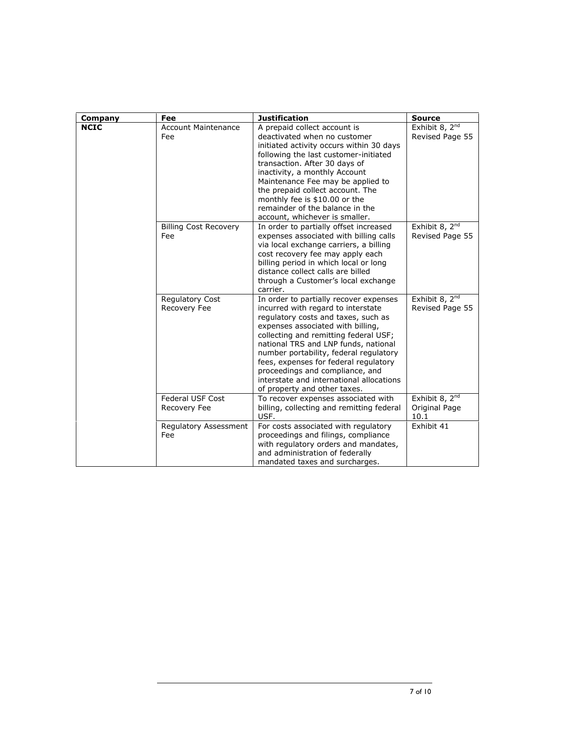| Company | Fee | Justification | Source |
|---|---|---|---|
| **NCIC** | Account Maintenance Fee | A prepaid collect account is deactivated when no customer initiated activity occurs within 30 days following the last customer-initiated transaction. After 30 days of inactivity, a monthly Account Maintenance Fee may be applied to the prepaid collect account. The monthly fee is $10.00 or the remainder of the balance in the account, whichever is smaller. | Exhibit 8, 2nd Revised Page 55 |
| | Billing Cost Recovery Fee | In order to partially offset increased expenses associated with billing calls via local exchange carriers, a billing cost recovery fee may apply each billing period in which local or long distance collect calls are billed through a Customer's local exchange carrier. | Exhibit 8, 2nd Revised Page 55 |
| | Regulatory Cost Recovery Fee | In order to partially recover expenses incurred with regard to interstate regulatory costs and taxes, such as expenses associated with billing, collecting and remitting federal USF; national TRS and LNP funds, national number portability, federal regulatory fees, expenses for federal regulatory proceedings and compliance, and interstate and international allocations of property and other taxes. | Exhibit 8, 2nd Revised Page 55 |
| | Federal USF Cost Recovery Fee | To recover expenses associated with billing, collecting and remitting federal USF. | Exhibit 8, 2nd Original Page 10.1 |
| | Regulatory Assessment Fee | For costs associated with regulatory proceedings and filings, compliance with regulatory orders and mandates, and administration of federally mandated taxes and surcharges. | Exhibit 41 |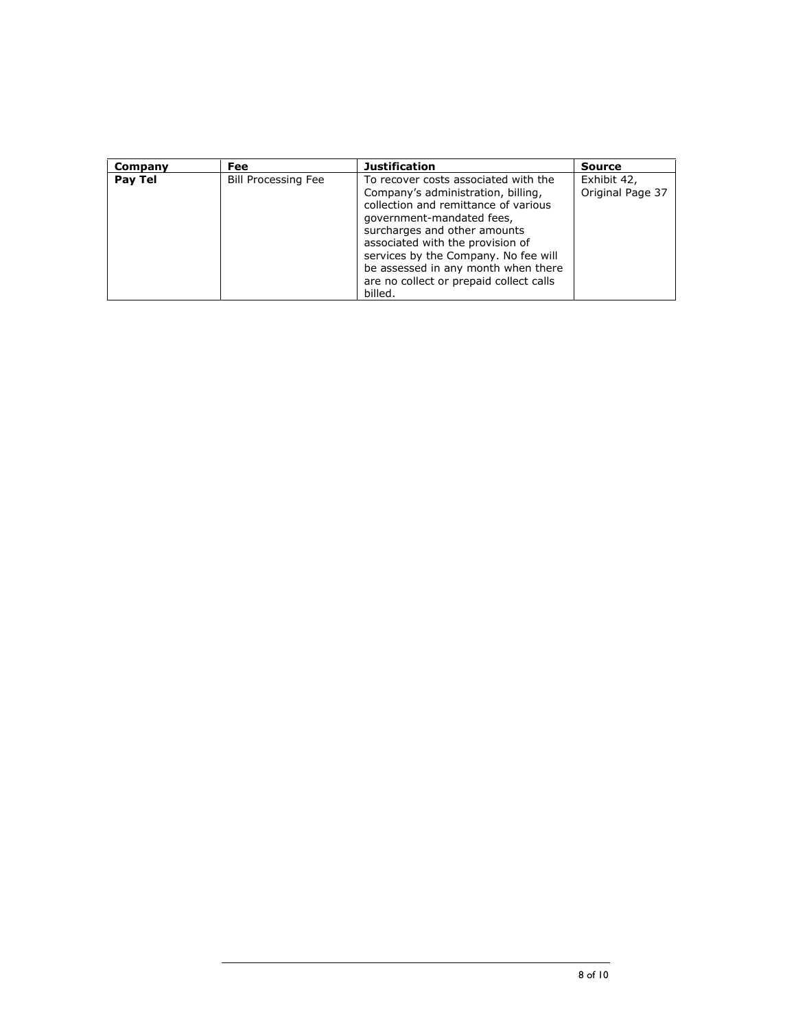| Company | Fee | Justification | Source |
| --- | --- | --- | --- |
| **Pay Tel** | Bill Processing Fee | To recover costs associated with the Company's administration, billing, collection and remittance of various government-mandated fees, surcharges and other amounts associated with the provision of services by the Company. No fee will be assessed in any month when there are no collect or prepaid collect calls billed. | Exhibit 42, Original Page 37 |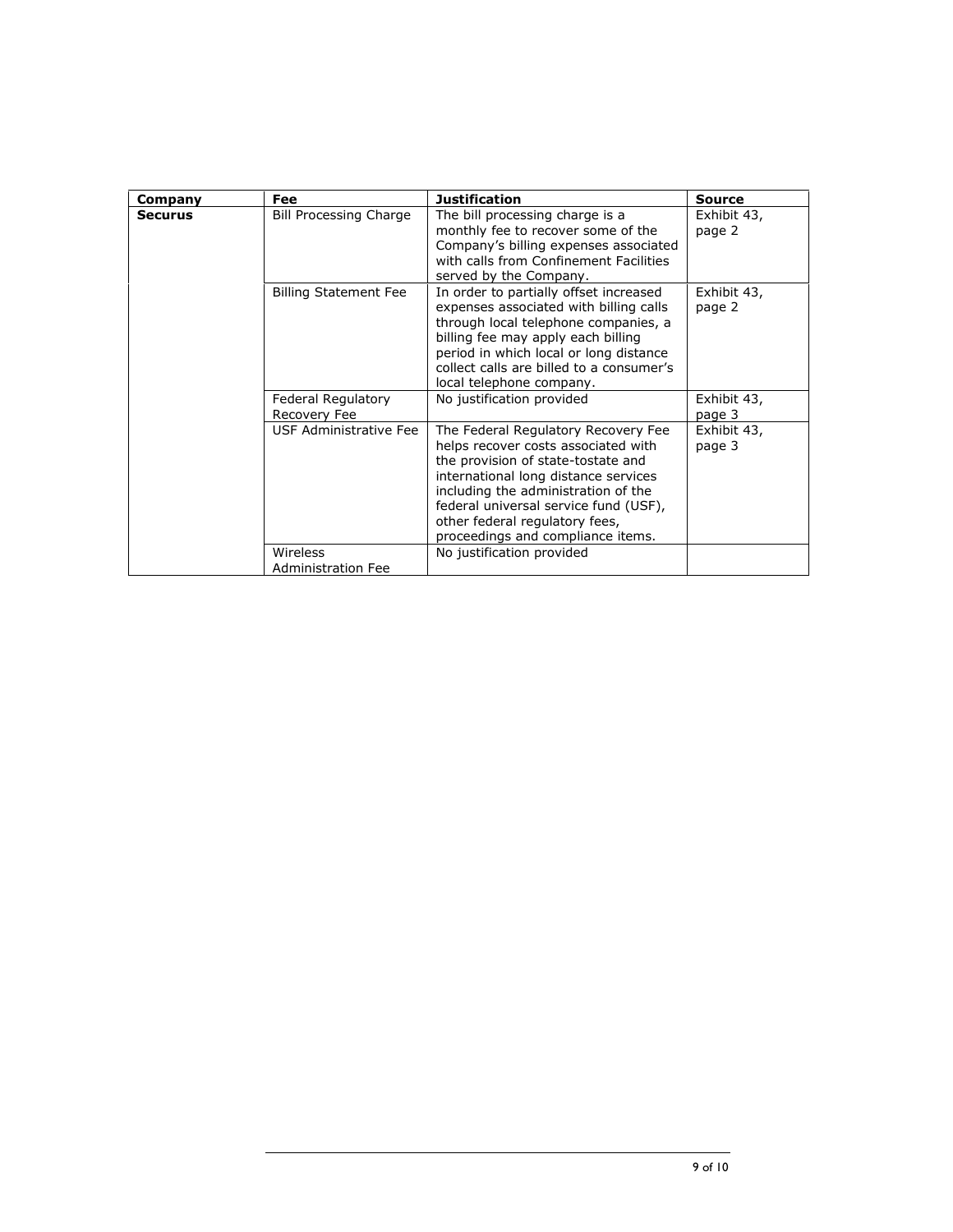| Company | Fee | Justification | Source |
| --- | --- | --- | --- |
| **Securus** | Bill Processing Charge | The bill processing charge is a monthly fee to recover some of the Company's billing expenses associated with calls from Confinement Facilities served by the Company. | Exhibit 43, page 2 |
| | Billing Statement Fee | In order to partially offset increased expenses associated with billing calls through local telephone companies, a billing fee may apply each billing period in which local or long distance collect calls are billed to a consumer's local telephone company. | Exhibit 43, page 2 |
| | Federal Regulatory Recovery Fee | No justification provided | Exhibit 43, page 3 |
| | USF Administrative Fee | The Federal Regulatory Recovery Fee helps recover costs associated with the provision of state-tostate and international long distance services including the administration of the federal universal service fund (USF), other federal regulatory fees, proceedings and compliance items. | Exhibit 43, page 3 |
| | Wireless Administration Fee | No justification provided | |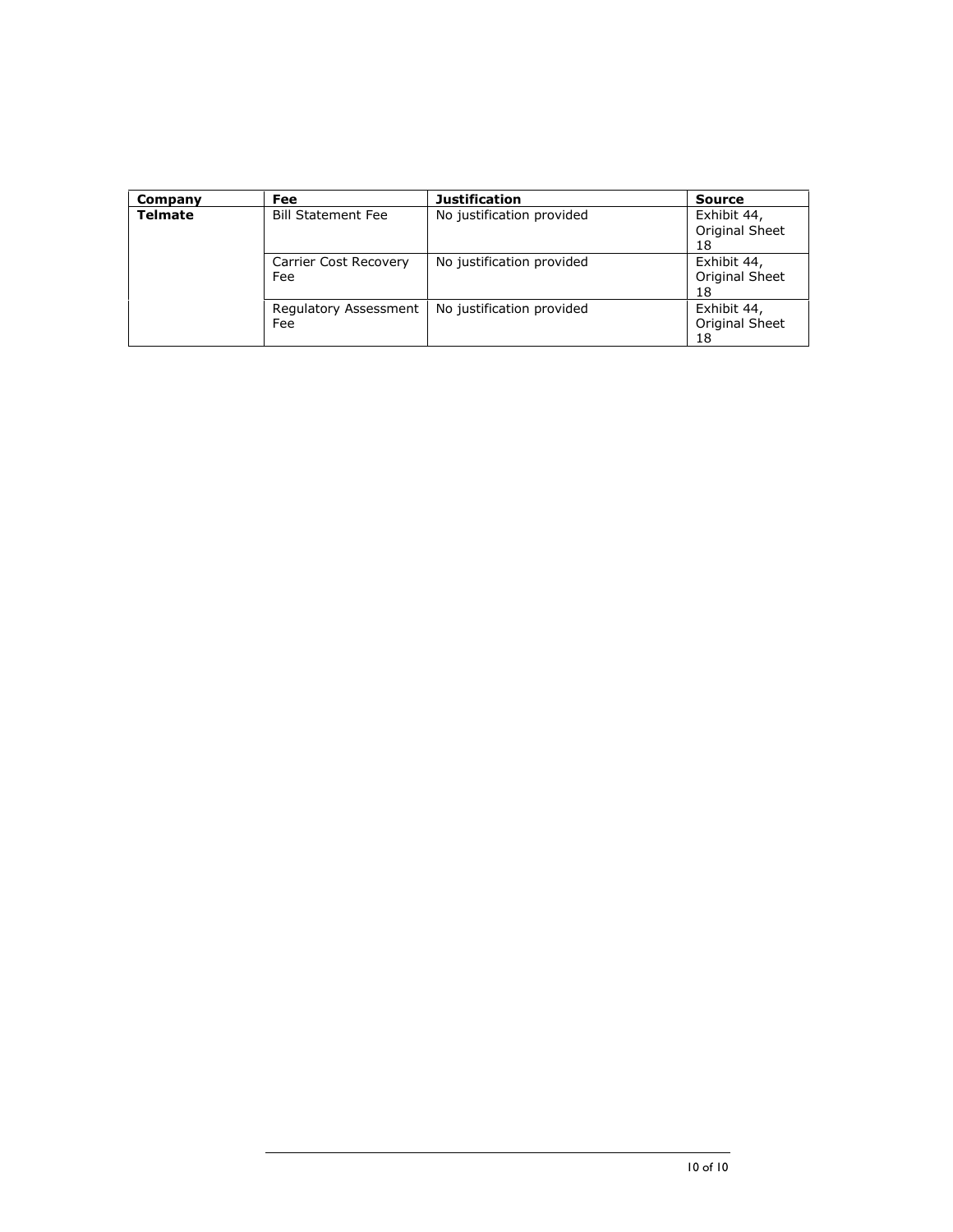| Company | Fee | Justification | Source |
|---|---|---|---|
| **Telmate** | Bill Statement Fee | No justification provided | Exhibit 44, Original Sheet 18 |
| | Carrier Cost Recovery Fee | No justification provided | Exhibit 44, Original Sheet 18 |
| | Regulatory Assessment Fee | No justification provided | Exhibit 44, Original Sheet 18 |